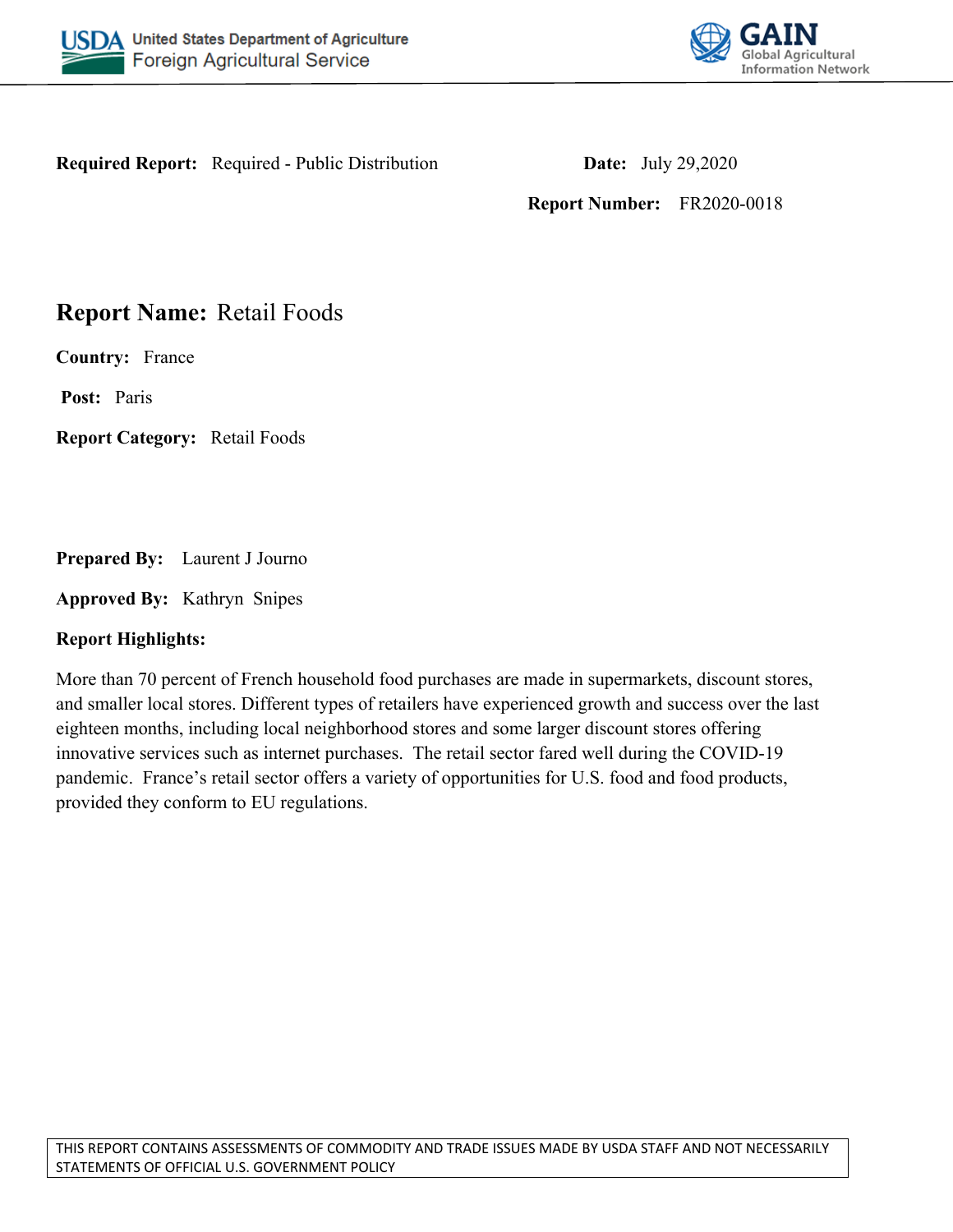United States Department of Agriculture
Foreign Agricultural Service

GAIN
Global Agricultural Information Network

**Required Report:** Required - Public Distribution

**Date:** July 29,2020

**Report Number:** FR2020-0018

# **Report Name:** Retail Foods

**Country:** France

**Post:** Paris

**Report Category:** Retail Foods

**Prepared By:** Laurent J Journo

**Approved By:** Kathryn Snipes

**Report Highlights:**

More than 70 percent of French household food purchases are made in supermarkets, discount stores, and smaller local stores. Different types of retailers have experienced growth and success over the last eighteen months, including local neighborhood stores and some larger discount stores offering innovative services such as internet purchases. The retail sector fared well during the COVID-19 pandemic. France's retail sector offers a variety of opportunities for U.S. food and food products, provided they conform to EU regulations.

THIS REPORT CONTAINS ASSESSMENTS OF COMMODITY AND TRADE ISSUES MADE BY USDA STAFF AND NOT NECESSARILY STATEMENTS OF OFFICIAL U.S. GOVERNMENT POLICY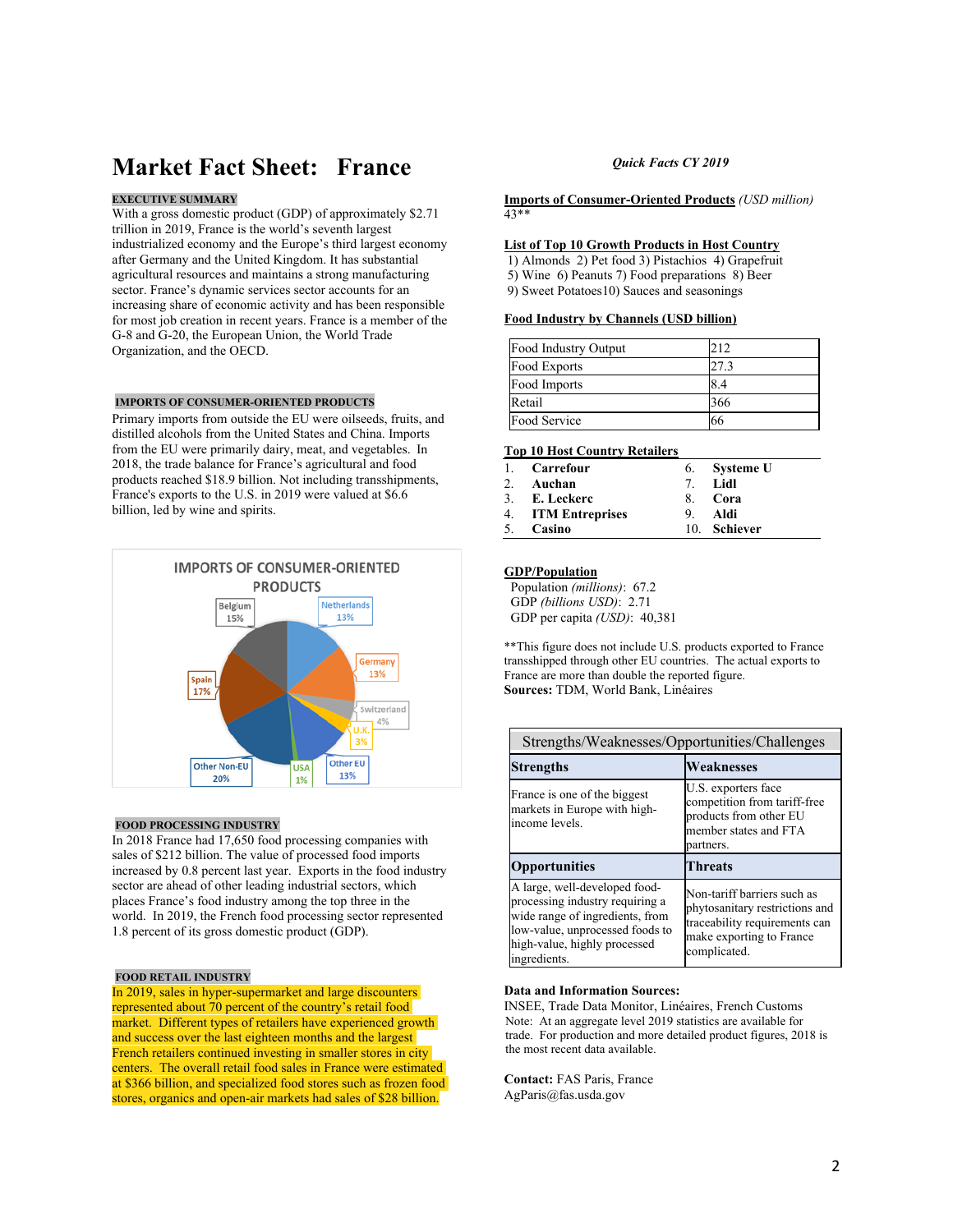# Market Fact Sheet: France

## EXECUTIVE SUMMARY

With a gross domestic product (GDP) of approximately $2.71 trillion in 2019, France is the world's seventh largest industrialized economy and the Europe's third largest economy after Germany and the United Kingdom. It has substantial agricultural resources and maintains a strong manufacturing sector. France's dynamic services sector accounts for an increasing share of economic activity and has been responsible for most job creation in recent years. France is a member of the G-8 and G-20, the European Union, the World Trade Organization, and the OECD.

## IMPORTS OF CONSUMER-ORIENTED PRODUCTS

Primary imports from outside the EU were oilseeds, fruits, and distilled alcohols from the United States and China. Imports from the EU were primarily dairy, meat, and vegetables. In 2018, the trade balance for France's agricultural and food products reached $18.9 billion. Not including transshipments, France's exports to the U.S. in 2019 were valued at $6.6 billion, led by wine and spirits.

**IMPORTS OF CONSUMER-ORIENTED PRODUCTS**

| Country | Share |
|---|---|
| Belgium | 15% |
| Netherlands | 13% |
| Germany | 13% |
| Switzerland | 4% |
| U.K. | 3% |
| Other EU | 13% |
| USA | 1% |
| Other Non-EU | 20% |
| Spain | 17% |

## FOOD PROCESSING INDUSTRY

In 2018 France had 17,650 food processing companies with sales of $212 billion. The value of processed food imports increased by 0.8 percent last year. Exports in the food industry sector are ahead of other leading industrial sectors, which places France's food industry among the top three in the world. In 2019, the French food processing sector represented 1.8 percent of its gross domestic product (GDP).

## FOOD RETAIL INDUSTRY

In 2019, sales in hyper-supermarket and large discounters represented about 70 percent of the country's retail food market. Different types of retailers have experienced growth and success over the last eighteen months and the largest French retailers continued investing in smaller stores in city centers. The overall retail food sales in France were estimated at $366 billion, and specialized food stores such as frozen food stores, organics and open-air markets had sales of $28 billion.

*Quick Facts CY 2019*

**Imports of Consumer-Oriented Products** *(USD million)*
43**

**List of Top 10 Growth Products in Host Country**
1) Almonds 2) Pet food 3) Pistachios 4) Grapefruit 5) Wine 6) Peanuts 7) Food preparations 8) Beer 9) Sweet Potatoes 10) Sauces and seasonings

**Food Industry by Channels (USD billion)**

| | |
|---|---|
| Food Industry Output | 212 |
| Food Exports | 27.3 |
| Food Imports | 8.4 |
| Retail | 366 |
| Food Service | 66 |

**Top 10 Host Country Retailers**

| | | | |
|---|---|---|---|
| 1. | **Carrefour** | 6. | **Systeme U** |
| 2. | **Auchan** | 7. | **Lidl** |
| 3. | **E. Leckerc** | 8. | **Cora** |
| 4. | **ITM Entreprises** | 9. | **Aldi** |
| 5. | **Casino** | 10. | **Schiever** |

**GDP/Population**
Population *(millions)*: 67.2
GDP *(billions USD)*: 2.71
GDP per capita *(USD)*: 40,381

**This figure does not include U.S. products exported to France transshipped through other EU countries. The actual exports to France are more than double the reported figure.
**Sources:** TDM, World Bank, Linéaires

| Strengths/Weaknesses/Opportunities/Challenges | |
|---|---|
| **Strengths** | **Weaknesses** |
| France is one of the biggest markets in Europe with high-income levels. | U.S. exporters face competition from tariff-free products from other EU member states and FTA partners. |
| **Opportunities** | **Threats** |
| A large, well-developed food-processing industry requiring a wide range of ingredients, from low-value, unprocessed foods to high-value, highly processed ingredients. | Non-tariff barriers such as phytosanitary restrictions and traceability requirements can make exporting to France complicated. |

**Data and Information Sources:**
INSEE, Trade Data Monitor, Linéaires, French Customs
Note: At an aggregate level 2019 statistics are available for trade. For production and more detailed product figures, 2018 is the most recent data available.

**Contact:** FAS Paris, France
AgParis@fas.usda.gov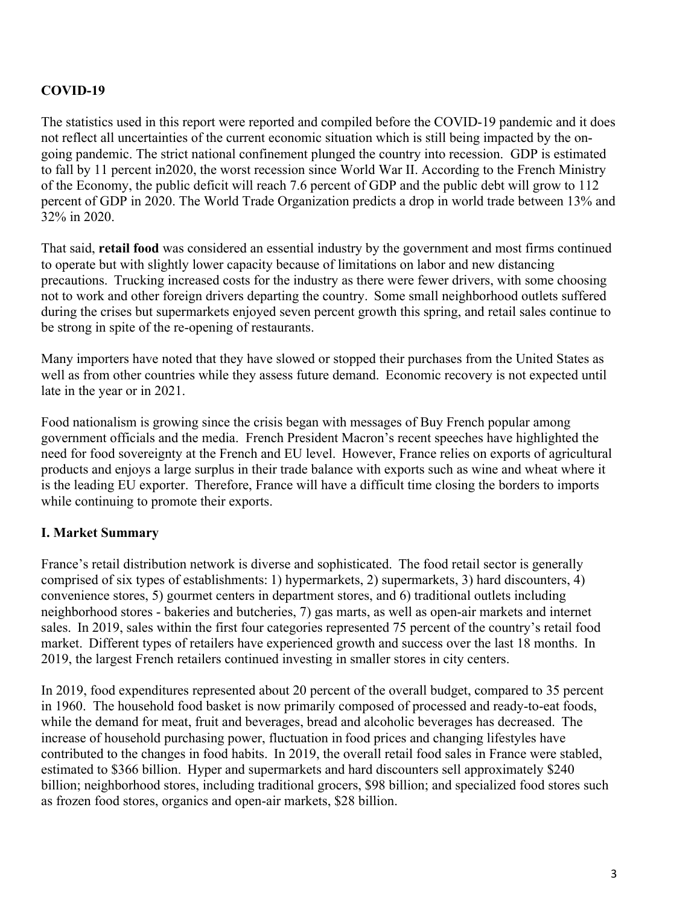## COVID-19

The statistics used in this report were reported and compiled before the COVID-19 pandemic and it does not reflect all uncertainties of the current economic situation which is still being impacted by the on-going pandemic. The strict national confinement plunged the country into recession. GDP is estimated to fall by 11 percent in2020, the worst recession since World War II. According to the French Ministry of the Economy, the public deficit will reach 7.6 percent of GDP and the public debt will grow to 112 percent of GDP in 2020. The World Trade Organization predicts a drop in world trade between 13% and 32% in 2020.

That said, **retail food** was considered an essential industry by the government and most firms continued to operate but with slightly lower capacity because of limitations on labor and new distancing precautions. Trucking increased costs for the industry as there were fewer drivers, with some choosing not to work and other foreign drivers departing the country. Some small neighborhood outlets suffered during the crises but supermarkets enjoyed seven percent growth this spring, and retail sales continue to be strong in spite of the re-opening of restaurants.

Many importers have noted that they have slowed or stopped their purchases from the United States as well as from other countries while they assess future demand. Economic recovery is not expected until late in the year or in 2021.

Food nationalism is growing since the crisis began with messages of Buy French popular among government officials and the media. French President Macron's recent speeches have highlighted the need for food sovereignty at the French and EU level. However, France relies on exports of agricultural products and enjoys a large surplus in their trade balance with exports such as wine and wheat where it is the leading EU exporter. Therefore, France will have a difficult time closing the borders to imports while continuing to promote their exports.

## I. Market Summary

France's retail distribution network is diverse and sophisticated. The food retail sector is generally comprised of six types of establishments: 1) hypermarkets, 2) supermarkets, 3) hard discounters, 4) convenience stores, 5) gourmet centers in department stores, and 6) traditional outlets including neighborhood stores - bakeries and butcheries, 7) gas marts, as well as open-air markets and internet sales. In 2019, sales within the first four categories represented 75 percent of the country's retail food market. Different types of retailers have experienced growth and success over the last 18 months. In 2019, the largest French retailers continued investing in smaller stores in city centers.

In 2019, food expenditures represented about 20 percent of the overall budget, compared to 35 percent in 1960. The household food basket is now primarily composed of processed and ready-to-eat foods, while the demand for meat, fruit and beverages, bread and alcoholic beverages has decreased. The increase of household purchasing power, fluctuation in food prices and changing lifestyles have contributed to the changes in food habits. In 2019, the overall retail food sales in France were stabled, estimated to $366 billion. Hyper and supermarkets and hard discounters sell approximately $240 billion; neighborhood stores, including traditional grocers, $98 billion; and specialized food stores such as frozen food stores, organics and open-air markets, $28 billion.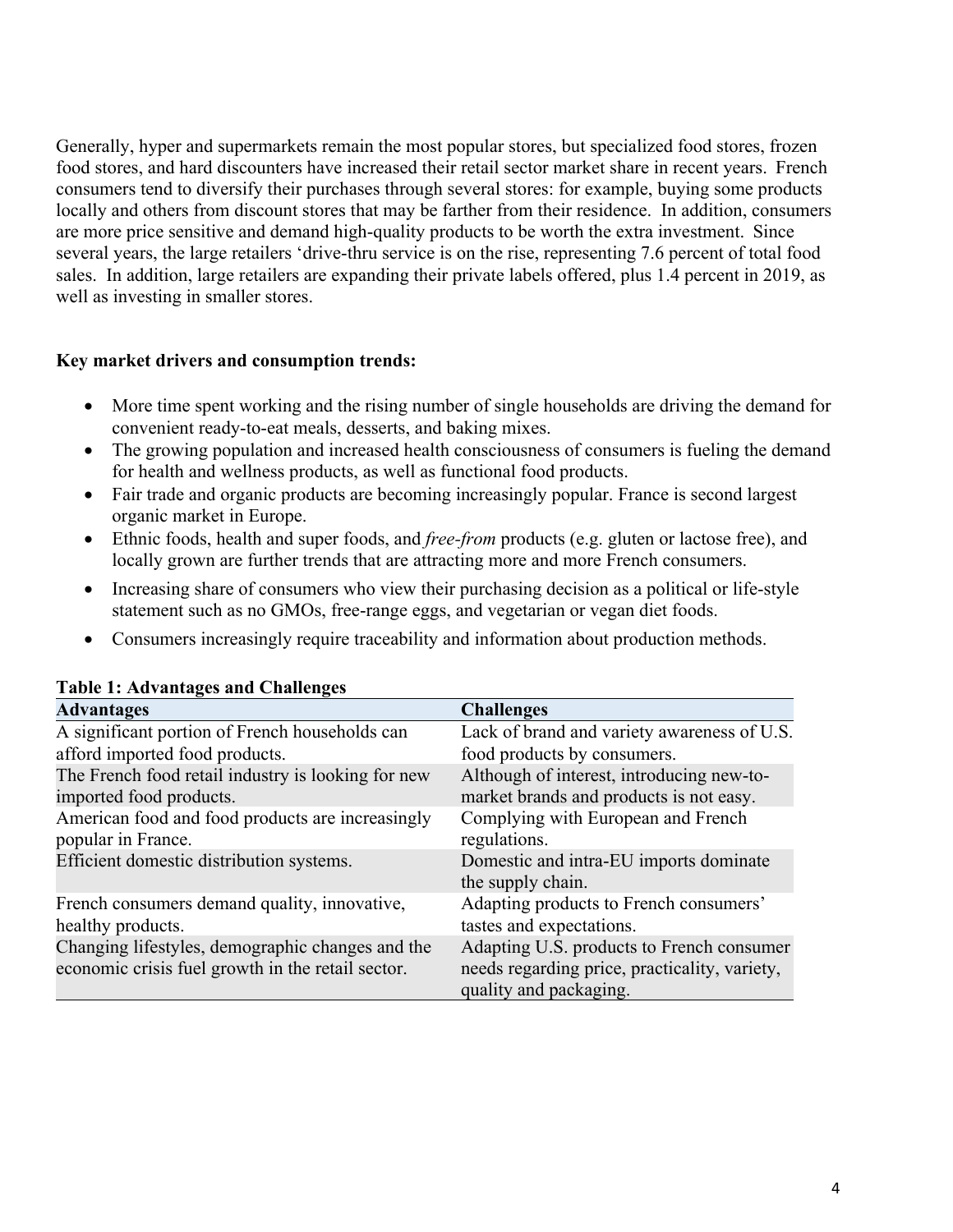Generally, hyper and supermarkets remain the most popular stores, but specialized food stores, frozen food stores, and hard discounters have increased their retail sector market share in recent years. French consumers tend to diversify their purchases through several stores: for example, buying some products locally and others from discount stores that may be farther from their residence. In addition, consumers are more price sensitive and demand high-quality products to be worth the extra investment. Since several years, the large retailers 'drive-thru service is on the rise, representing 7.6 percent of total food sales. In addition, large retailers are expanding their private labels offered, plus 1.4 percent in 2019, as well as investing in smaller stores.

**Key market drivers and consumption trends:**

- More time spent working and the rising number of single households are driving the demand for convenient ready-to-eat meals, desserts, and baking mixes.
- The growing population and increased health consciousness of consumers is fueling the demand for health and wellness products, as well as functional food products.
- Fair trade and organic products are becoming increasingly popular. France is second largest organic market in Europe.
- Ethnic foods, health and super foods, and *free-from* products (e.g. gluten or lactose free), and locally grown are further trends that are attracting more and more French consumers.
- Increasing share of consumers who view their purchasing decision as a political or life-style statement such as no GMOs, free-range eggs, and vegetarian or vegan diet foods.
- Consumers increasingly require traceability and information about production methods.

**Table 1: Advantages and Challenges**

| Advantages | Challenges |
|---|---|
| A significant portion of French households can afford imported food products. | Lack of brand and variety awareness of U.S. food products by consumers. |
| The French food retail industry is looking for new imported food products. | Although of interest, introducing new-to-market brands and products is not easy. |
| American food and food products are increasingly popular in France. | Complying with European and French regulations. |
| Efficient domestic distribution systems. | Domestic and intra-EU imports dominate the supply chain. |
| French consumers demand quality, innovative, healthy products. | Adapting products to French consumers' tastes and expectations. |
| Changing lifestyles, demographic changes and the economic crisis fuel growth in the retail sector. | Adapting U.S. products to French consumer needs regarding price, practicality, variety, quality and packaging. |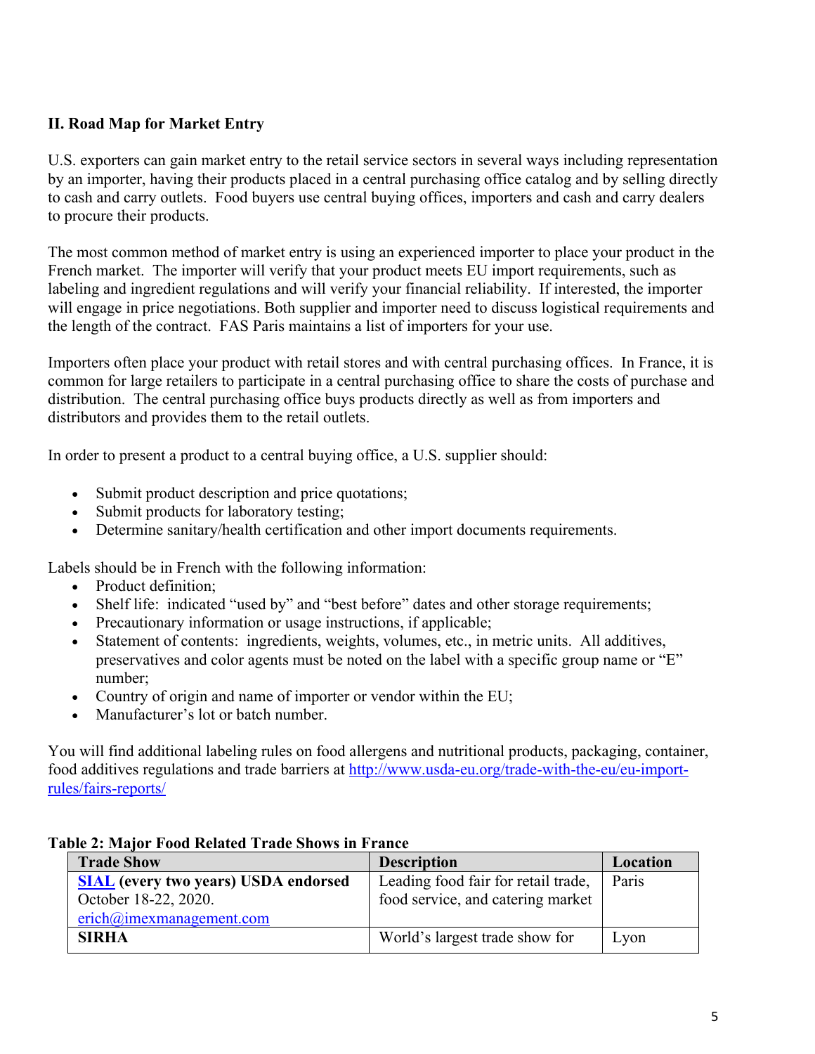## II. Road Map for Market Entry

U.S. exporters can gain market entry to the retail service sectors in several ways including representation by an importer, having their products placed in a central purchasing office catalog and by selling directly to cash and carry outlets. Food buyers use central buying offices, importers and cash and carry dealers to procure their products.

The most common method of market entry is using an experienced importer to place your product in the French market. The importer will verify that your product meets EU import requirements, such as labeling and ingredient regulations and will verify your financial reliability. If interested, the importer will engage in price negotiations. Both supplier and importer need to discuss logistical requirements and the length of the contract. FAS Paris maintains a list of importers for your use.

Importers often place your product with retail stores and with central purchasing offices. In France, it is common for large retailers to participate in a central purchasing office to share the costs of purchase and distribution. The central purchasing office buys products directly as well as from importers and distributors and provides them to the retail outlets.

In order to present a product to a central buying office, a U.S. supplier should:

- Submit product description and price quotations;
- Submit products for laboratory testing;
- Determine sanitary/health certification and other import documents requirements.

Labels should be in French with the following information:

- Product definition;
- Shelf life: indicated "used by" and "best before" dates and other storage requirements;
- Precautionary information or usage instructions, if applicable;
- Statement of contents: ingredients, weights, volumes, etc., in metric units. All additives, preservatives and color agents must be noted on the label with a specific group name or "E" number;
- Country of origin and name of importer or vendor within the EU;
- Manufacturer's lot or batch number.

You will find additional labeling rules on food allergens and nutritional products, packaging, container, food additives regulations and trade barriers at [http://www.usda-eu.org/trade-with-the-eu/eu-import-rules/fairs-reports/](http://www.usda-eu.org/trade-with-the-eu/eu-import-rules/fairs-reports/)

**Table 2: Major Food Related Trade Shows in France**

| Trade Show | Description | Location |
|---|---|---|
| **SIAL (every two years) USDA endorsed** October 18-22, 2020. erich@imexmanagement.com | Leading food fair for retail trade, food service, and catering market | Paris |
| **SIRHA** | World's largest trade show for | Lyon |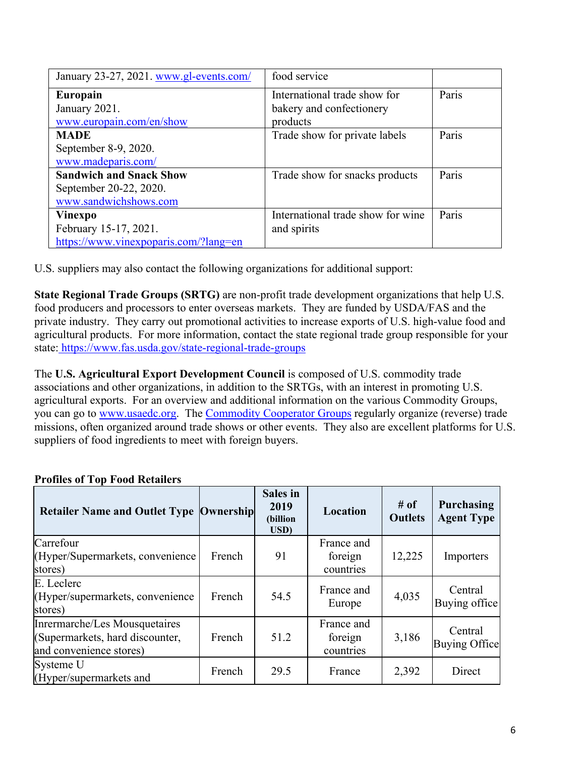| | | |
|---|---|---|
| January 23-27, 2021. www.gl-events.com/ | food service | |
| **Europain**<br>January 2021.<br>www.europain.com/en/show | International trade show for bakery and confectionery products | Paris |
| **MADE**<br>September 8-9, 2020.<br>www.madeparis.com/ | Trade show for private labels | Paris |
| **Sandwich and Snack Show**<br>September 20-22, 2020.<br>www.sandwichshows.com | Trade show for snacks products | Paris |
| **Vinexpo**<br>February 15-17, 2021.<br>https://www.vinexpoparis.com/?lang=en | International trade show for wine and spirits | Paris |

U.S. suppliers may also contact the following organizations for additional support:

**State Regional Trade Groups (SRTG)** are non-profit trade development organizations that help U.S. food producers and processors to enter overseas markets. They are funded by USDA/FAS and the private industry. They carry out promotional activities to increase exports of U.S. high-value food and agricultural products. For more information, contact the state regional trade group responsible for your state: https://www.fas.usda.gov/state-regional-trade-groups

The **U.S. Agricultural Export Development Council** is composed of U.S. commodity trade associations and other organizations, in addition to the SRTGs, with an interest in promoting U.S. agricultural exports. For an overview and additional information on the various Commodity Groups, you can go to www.usaedc.org. The Commodity Cooperator Groups regularly organize (reverse) trade missions, often organized around trade shows or other events. They also are excellent platforms for U.S. suppliers of food ingredients to meet with foreign buyers.

**Profiles of Top Food Retailers**

| Retailer Name and Outlet Type | Ownership | Sales in 2019 (billion USD) | Location | # of Outlets | Purchasing Agent Type |
|---|---|---|---|---|---|
| Carrefour (Hyper/Supermarkets, convenience stores) | French | 91 | France and foreign countries | 12,225 | Importers |
| E. Leclerc (Hyper/supermarkets, convenience stores) | French | 54.5 | France and Europe | 4,035 | Central Buying office |
| Inrermarche/Les Mousquetaires (Supermarkets, hard discounter, and convenience stores) | French | 51.2 | France and foreign countries | 3,186 | Central Buying Office |
| Systeme U (Hyper/supermarkets and | French | 29.5 | France | 2,392 | Direct |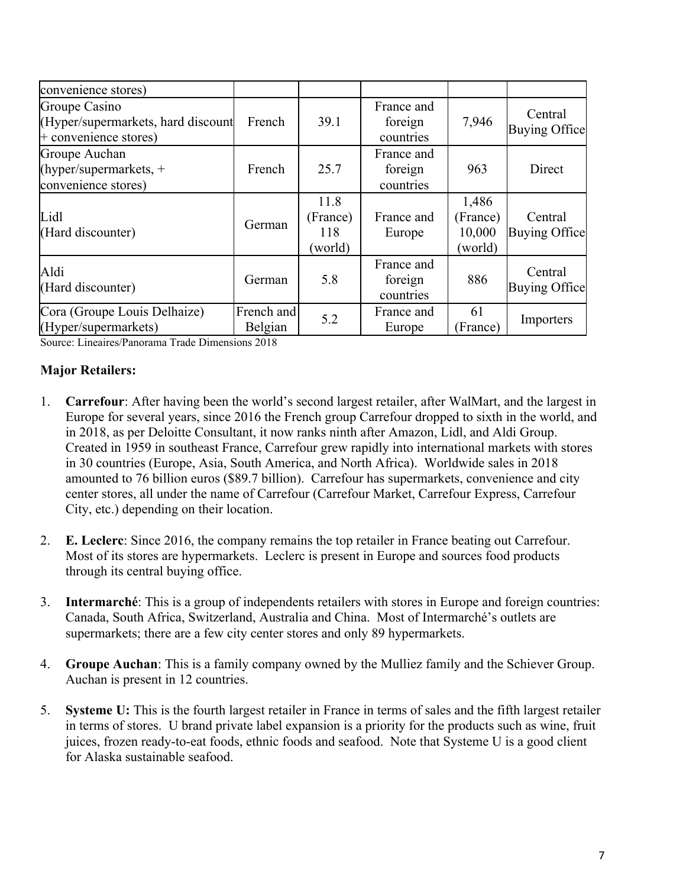| | | | | | |
|---|---|---|---|---|---|
| convenience stores) | | | | | |
| Groupe Casino (Hyper/supermarkets, hard discount + convenience stores) | French | 39.1 | France and foreign countries | 7,946 | Central Buying Office |
| Groupe Auchan (hyper/supermarkets, + convenience stores) | French | 25.7 | France and foreign countries | 963 | Direct |
| Lidl (Hard discounter) | German | 11.8 (France) 118 (world) | France and Europe | 1,486 (France) 10,000 (world) | Central Buying Office |
| Aldi (Hard discounter) | German | 5.8 | France and foreign countries | 886 | Central Buying Office |
| Cora (Groupe Louis Delhaize) (Hyper/supermarkets) | French and Belgian | 5.2 | France and Europe | 61 (France) | Importers |

Source: Lineaires/Panorama Trade Dimensions 2018

**Major Retailers:**

1. **Carrefour**: After having been the world's second largest retailer, after WalMart, and the largest in Europe for several years, since 2016 the French group Carrefour dropped to sixth in the world, and in 2018, as per Deloitte Consultant, it now ranks ninth after Amazon, Lidl, and Aldi Group. Created in 1959 in southeast France, Carrefour grew rapidly into international markets with stores in 30 countries (Europe, Asia, South America, and North Africa). Worldwide sales in 2018 amounted to 76 billion euros ($89.7 billion). Carrefour has supermarkets, convenience and city center stores, all under the name of Carrefour (Carrefour Market, Carrefour Express, Carrefour City, etc.) depending on their location.

2. **E. Leclerc**: Since 2016, the company remains the top retailer in France beating out Carrefour. Most of its stores are hypermarkets. Leclerc is present in Europe and sources food products through its central buying office.

3. **Intermarché**: This is a group of independents retailers with stores in Europe and foreign countries: Canada, South Africa, Switzerland, Australia and China. Most of Intermarché's outlets are supermarkets; there are a few city center stores and only 89 hypermarkets.

4. **Groupe Auchan**: This is a family company owned by the Mulliez family and the Schiever Group. Auchan is present in 12 countries.

5. **Systeme U:** This is the fourth largest retailer in France in terms of sales and the fifth largest retailer in terms of stores. U brand private label expansion is a priority for the products such as wine, fruit juices, frozen ready-to-eat foods, ethnic foods and seafood. Note that Systeme U is a good client for Alaska sustainable seafood.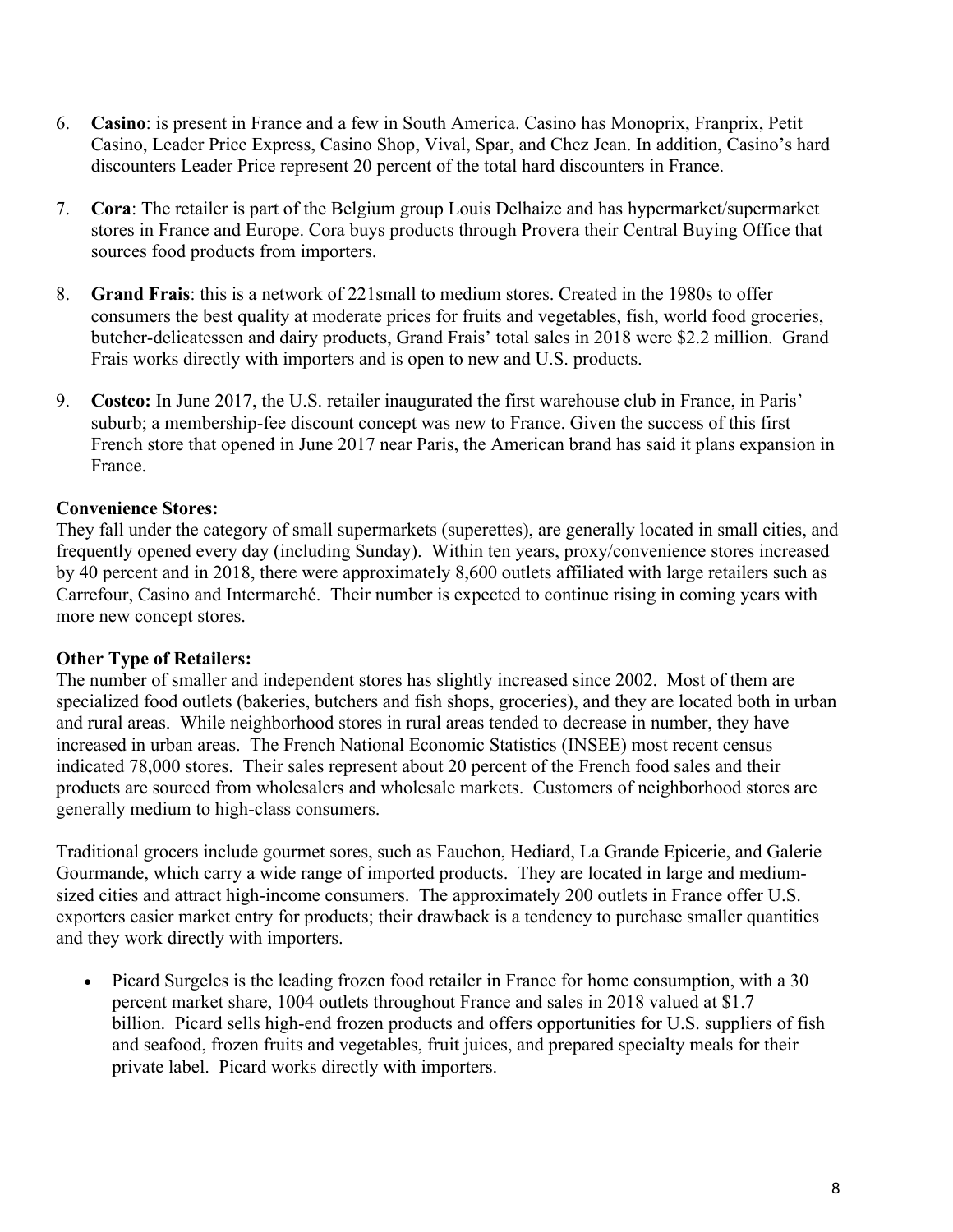6. **Casino**: is present in France and a few in South America. Casino has Monoprix, Franprix, Petit Casino, Leader Price Express, Casino Shop, Vival, Spar, and Chez Jean. In addition, Casino's hard discounters Leader Price represent 20 percent of the total hard discounters in France.

7. **Cora**: The retailer is part of the Belgium group Louis Delhaize and has hypermarket/supermarket stores in France and Europe. Cora buys products through Provera their Central Buying Office that sources food products from importers.

8. **Grand Frais**: this is a network of 221small to medium stores. Created in the 1980s to offer consumers the best quality at moderate prices for fruits and vegetables, fish, world food groceries, butcher-delicatessen and dairy products, Grand Frais' total sales in 2018 were $2.2 million. Grand Frais works directly with importers and is open to new and U.S. products.

9. **Costco:** In June 2017, the U.S. retailer inaugurated the first warehouse club in France, in Paris' suburb; a membership-fee discount concept was new to France. Given the success of this first French store that opened in June 2017 near Paris, the American brand has said it plans expansion in France.

**Convenience Stores:**
They fall under the category of small supermarkets (superettes), are generally located in small cities, and frequently opened every day (including Sunday). Within ten years, proxy/convenience stores increased by 40 percent and in 2018, there were approximately 8,600 outlets affiliated with large retailers such as Carrefour, Casino and Intermarché. Their number is expected to continue rising in coming years with more new concept stores.

**Other Type of Retailers:**
The number of smaller and independent stores has slightly increased since 2002. Most of them are specialized food outlets (bakeries, butchers and fish shops, groceries), and they are located both in urban and rural areas. While neighborhood stores in rural areas tended to decrease in number, they have increased in urban areas. The French National Economic Statistics (INSEE) most recent census indicated 78,000 stores. Their sales represent about 20 percent of the French food sales and their products are sourced from wholesalers and wholesale markets. Customers of neighborhood stores are generally medium to high-class consumers.

Traditional grocers include gourmet sores, such as Fauchon, Hediard, La Grande Epicerie, and Galerie Gourmande, which carry a wide range of imported products. They are located in large and medium-sized cities and attract high-income consumers. The approximately 200 outlets in France offer U.S. exporters easier market entry for products; their drawback is a tendency to purchase smaller quantities and they work directly with importers.

- Picard Surgeles is the leading frozen food retailer in France for home consumption, with a 30 percent market share, 1004 outlets throughout France and sales in 2018 valued at $1.7 billion. Picard sells high-end frozen products and offers opportunities for U.S. suppliers of fish and seafood, frozen fruits and vegetables, fruit juices, and prepared specialty meals for their private label. Picard works directly with importers.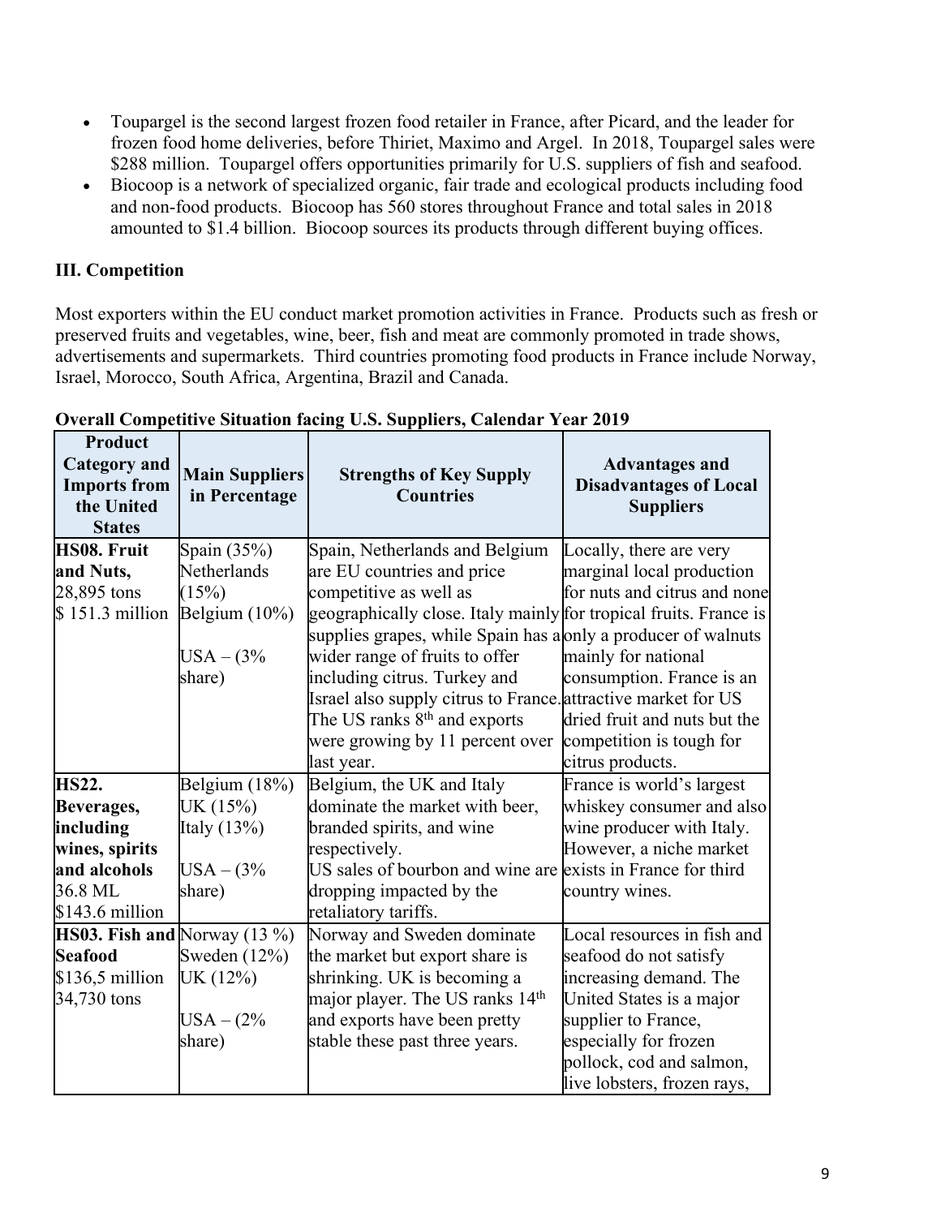- Toupargel is the second largest frozen food retailer in France, after Picard, and the leader for frozen food home deliveries, before Thiriet, Maximo and Argel. In 2018, Toupargel sales were $288 million. Toupargel offers opportunities primarily for U.S. suppliers of fish and seafood.
- Biocoop is a network of specialized organic, fair trade and ecological products including food and non-food products. Biocoop has 560 stores throughout France and total sales in 2018 amounted to $1.4 billion. Biocoop sources its products through different buying offices.

## III. Competition

Most exporters within the EU conduct market promotion activities in France. Products such as fresh or preserved fruits and vegetables, wine, beer, fish and meat are commonly promoted in trade shows, advertisements and supermarkets. Third countries promoting food products in France include Norway, Israel, Morocco, South Africa, Argentina, Brazil and Canada.

**Overall Competitive Situation facing U.S. Suppliers, Calendar Year 2019**

| Product Category and Imports from the United States | Main Suppliers in Percentage | Strengths of Key Supply Countries | Advantages and Disadvantages of Local Suppliers |
|---|---|---|---|
| **HS08. Fruit and Nuts,** 28,895 tons $ 151.3 million | Spain (35%) Netherlands (15%) Belgium (10%) USA – (3% share) | Spain, Netherlands and Belgium are EU countries and price competitive as well as geographically close. Italy mainly supplies grapes, while Spain has a wider range of fruits to offer including citrus. Turkey and Israel also supply citrus to France. The US ranks 8th and exports were growing by 11 percent over last year. | Locally, there are very marginal local production for nuts and citrus and none for tropical fruits. France is only a producer of walnuts mainly for national consumption. France is an attractive market for US dried fruit and nuts but the competition is tough for citrus products. |
| **HS22. Beverages, including wines, spirits and alcohols** 36.8 ML $143.6 million | Belgium (18%) UK (15%) Italy (13%) USA – (3% share) | Belgium, the UK and Italy dominate the market with beer, branded spirits, and wine respectively. US sales of bourbon and wine are dropping impacted by the retaliatory tariffs. | France is world's largest whiskey consumer and also wine producer with Italy. However, a niche market exists in France for third country wines. |
| **HS03. Fish and Seafood** $136,5 million 34,730 tons | Norway (13 %) Sweden (12%) UK (12%) USA – (2% share) | Norway and Sweden dominate the market but export share is shrinking. UK is becoming a major player. The US ranks 14th and exports have been pretty stable these past three years. | Local resources in fish and seafood do not satisfy increasing demand. The United States is a major supplier to France, especially for frozen pollock, cod and salmon, live lobsters, frozen rays, |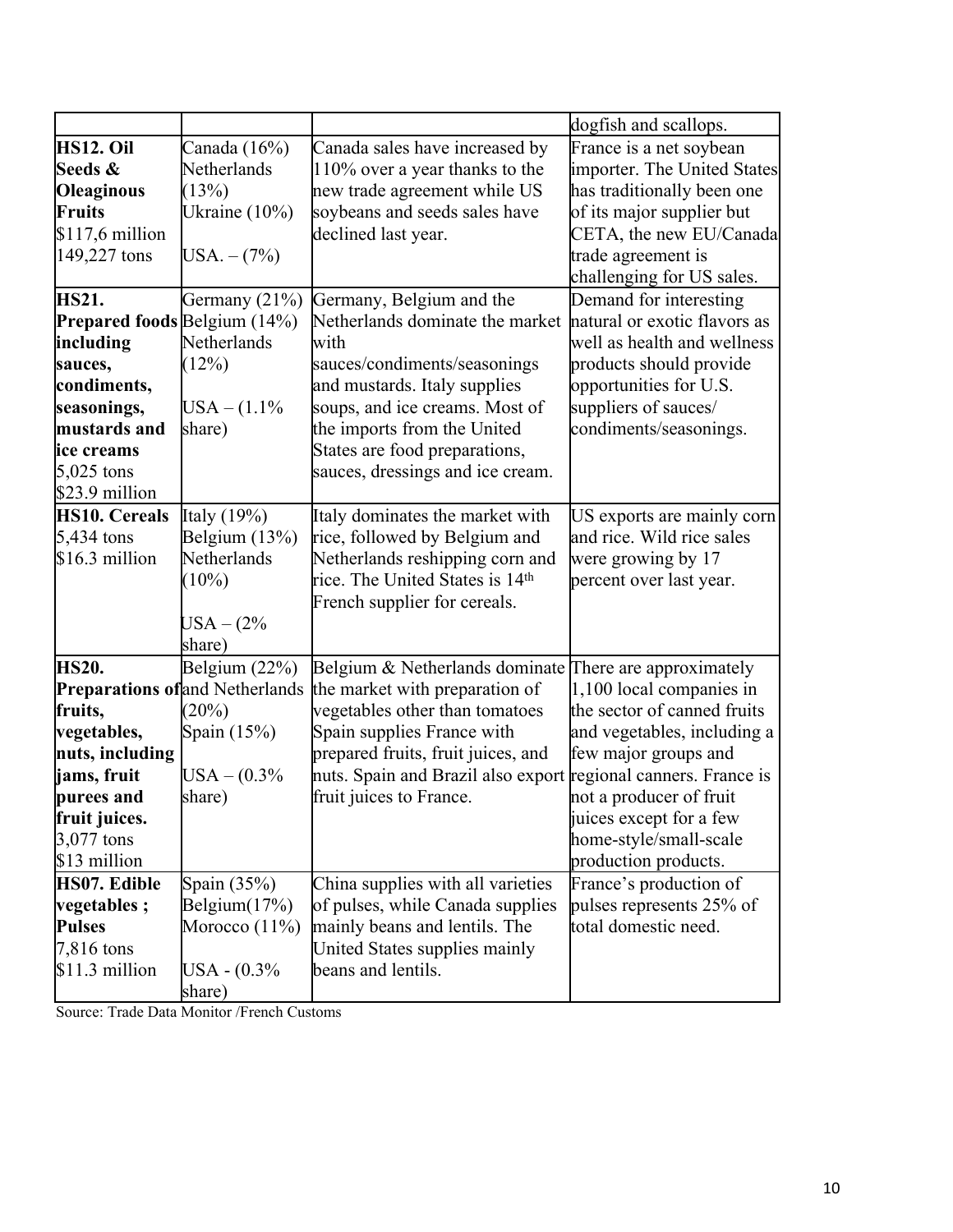| | | | |
|---|---|---|---|
| | | | dogfish and scallops. |
| **HS12. Oil Seeds & Oleaginous Fruits** $117,6 million 149,227 tons | Canada (16%) Netherlands (13%) Ukraine (10%) USA. – (7%) | Canada sales have increased by 110% over a year thanks to the new trade agreement while US soybeans and seeds sales have declined last year. | France is a net soybean importer. The United States has traditionally been one of its major supplier but CETA, the new EU/Canada trade agreement is challenging for US sales. |
| **HS21. Prepared foods including sauces, condiments, seasonings, mustards and ice creams** 5,025 tons $23.9 million | Germany (21%) Belgium (14%) Netherlands (12%) USA – (1.1% share) | Germany, Belgium and the Netherlands dominate the market with sauces/condiments/seasonings and mustards. Italy supplies soups, and ice creams. Most of the imports from the United States are food preparations, sauces, dressings and ice cream. | Demand for interesting natural or exotic flavors as well as health and wellness products should provide opportunities for U.S. suppliers of sauces/ condiments/seasonings. |
| **HS10. Cereals** 5,434 tons $16.3 million | Italy (19%) Belgium (13%) Netherlands (10%) USA – (2% share) | Italy dominates the market with rice, followed by Belgium and Netherlands reshipping corn and rice. The United States is 14th French supplier for cereals. | US exports are mainly corn and rice. Wild rice sales were growing by 17 percent over last year. |
| **HS20. Preparations of fruits, vegetables, nuts, including jams, fruit purees and fruit juices.** 3,077 tons $13 million | Belgium (22%) and Netherlands (20%) Spain (15%) USA – (0.3% share) | Belgium & Netherlands dominate the market with preparation of vegetables other than tomatoes Spain supplies France with prepared fruits, fruit juices, and nuts. Spain and Brazil also export fruit juices to France. | There are approximately 1,100 local companies in the sector of canned fruits and vegetables, including a few major groups and regional canners. France is not a producer of fruit juices except for a few home-style/small-scale production products. |
| **HS07. Edible vegetables ; Pulses** 7,816 tons $11.3 million | Spain (35%) Belgium(17%) Morocco (11%) USA - (0.3% share) | China supplies with all varieties of pulses, while Canada supplies mainly beans and lentils. The United States supplies mainly beans and lentils. | France's production of pulses represents 25% of total domestic need. |

Source: Trade Data Monitor /French Customs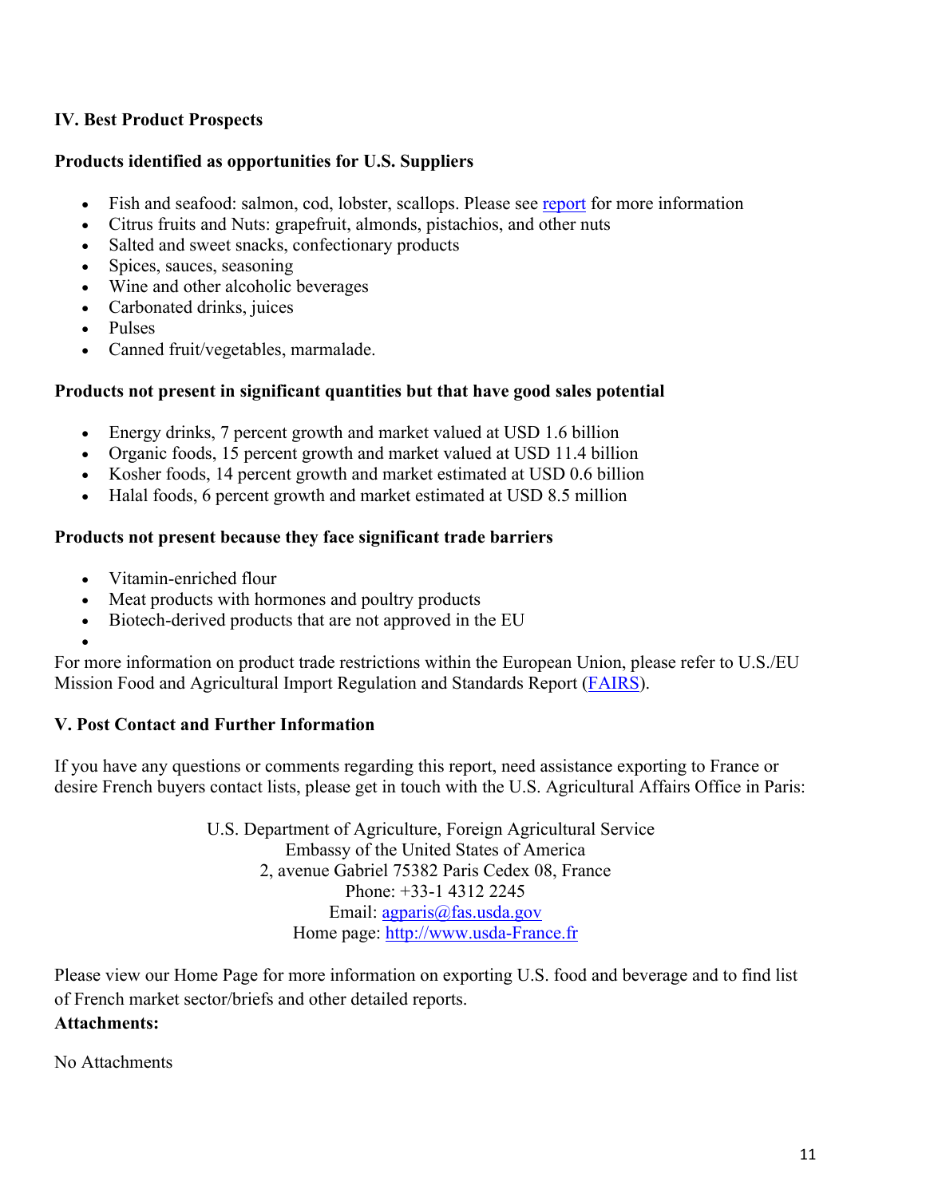**IV. Best Product Prospects**

**Products identified as opportunities for U.S. Suppliers**

- Fish and seafood: salmon, cod, lobster, scallops. Please see report for more information
- Citrus fruits and Nuts: grapefruit, almonds, pistachios, and other nuts
- Salted and sweet snacks, confectionary products
- Spices, sauces, seasoning
- Wine and other alcoholic beverages
- Carbonated drinks, juices
- Pulses
- Canned fruit/vegetables, marmalade.

**Products not present in significant quantities but that have good sales potential**

- Energy drinks, 7 percent growth and market valued at USD 1.6 billion
- Organic foods, 15 percent growth and market valued at USD 11.4 billion
- Kosher foods, 14 percent growth and market estimated at USD 0.6 billion
- Halal foods, 6 percent growth and market estimated at USD 8.5 million

**Products not present because they face significant trade barriers**

- Vitamin-enriched flour
- Meat products with hormones and poultry products
- Biotech-derived products that are not approved in the EU

For more information on product trade restrictions within the European Union, please refer to U.S./EU Mission Food and Agricultural Import Regulation and Standards Report (FAIRS).

**V. Post Contact and Further Information**

If you have any questions or comments regarding this report, need assistance exporting to France or desire French buyers contact lists, please get in touch with the U.S. Agricultural Affairs Office in Paris:

U.S. Department of Agriculture, Foreign Agricultural Service
Embassy of the United States of America
2, avenue Gabriel 75382 Paris Cedex 08, France
Phone: +33-1 4312 2245
Email: agparis@fas.usda.gov
Home page: http://www.usda-France.fr

Please view our Home Page for more information on exporting U.S. food and beverage and to find list of French market sector/briefs and other detailed reports.

**Attachments:**

No Attachments